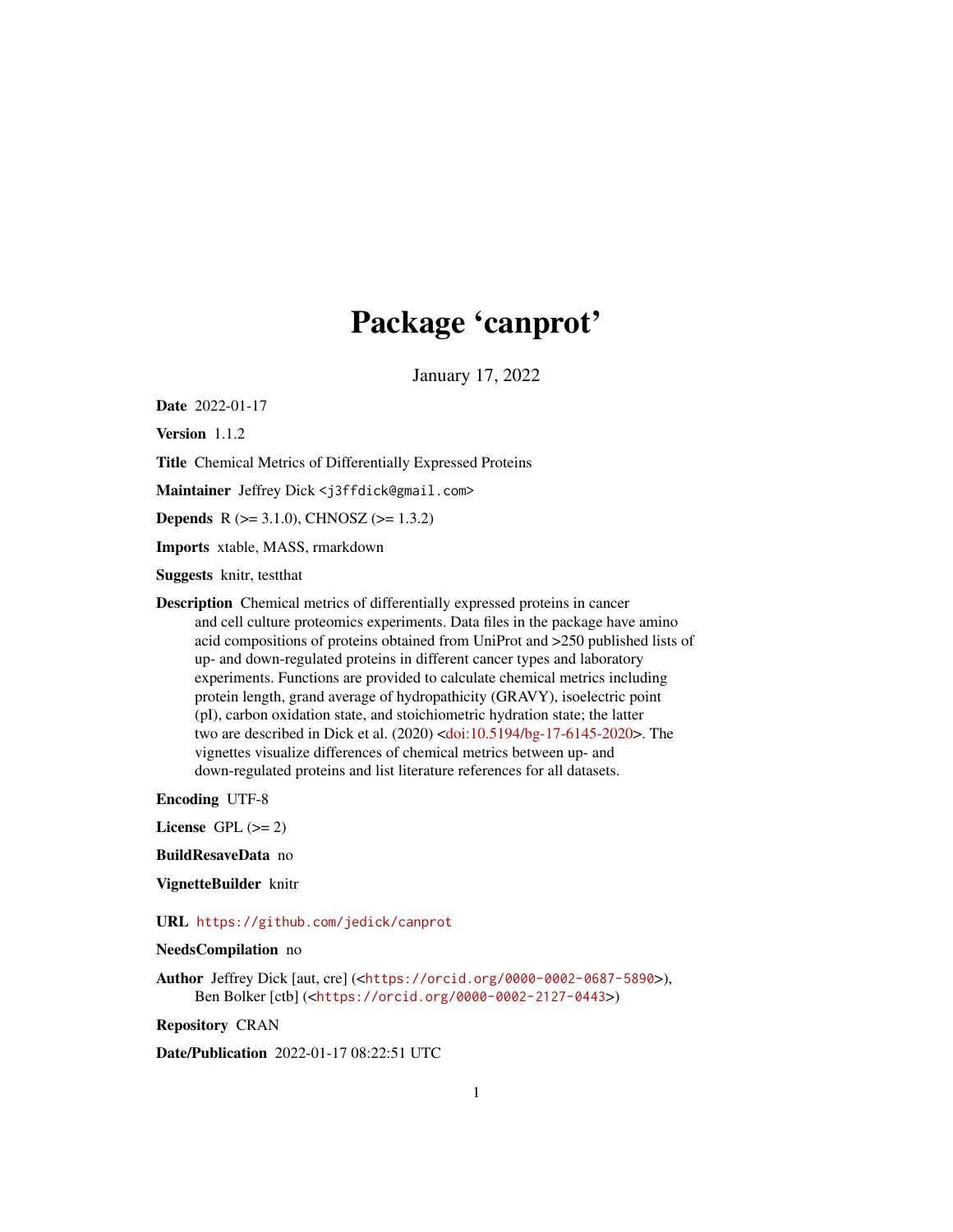# Package 'canprot'

January 17, 2022

**Date** 2022-01-17

**Version** 1.1.2

**Title** Chemical Metrics of Differentially Expressed Proteins

**Maintainer** Jeffrey Dick <j3ffdick@gmail.com>

**Depends** R (>= 3.1.0), CHNOSZ (>= 1.3.2)

**Imports** xtable, MASS, rmarkdown

**Suggests** knitr, testthat

**Description** Chemical metrics of differentially expressed proteins in cancer and cell culture proteomics experiments. Data files in the package have amino acid compositions of proteins obtained from UniProt and >250 published lists of up- and down-regulated proteins in different cancer types and laboratory experiments. Functions are provided to calculate chemical metrics including protein length, grand average of hydropathicity (GRAVY), isoelectric point (pI), carbon oxidation state, and stoichiometric hydration state; the latter two are described in Dick et al. (2020) <doi:10.5194/bg-17-6145-2020>. The vignettes visualize differences of chemical metrics between up- and down-regulated proteins and list literature references for all datasets.

**Encoding** UTF-8

**License** GPL (>= 2)

**BuildResaveData** no

**VignetteBuilder** knitr

**URL** https://github.com/jedick/canprot

**NeedsCompilation** no

**Author** Jeffrey Dick [aut, cre] (<https://orcid.org/0000-0002-0687-5890>), Ben Bolker [ctb] (<https://orcid.org/0000-0002-2127-0443>)

**Repository** CRAN

**Date/Publication** 2022-01-17 08:22:51 UTC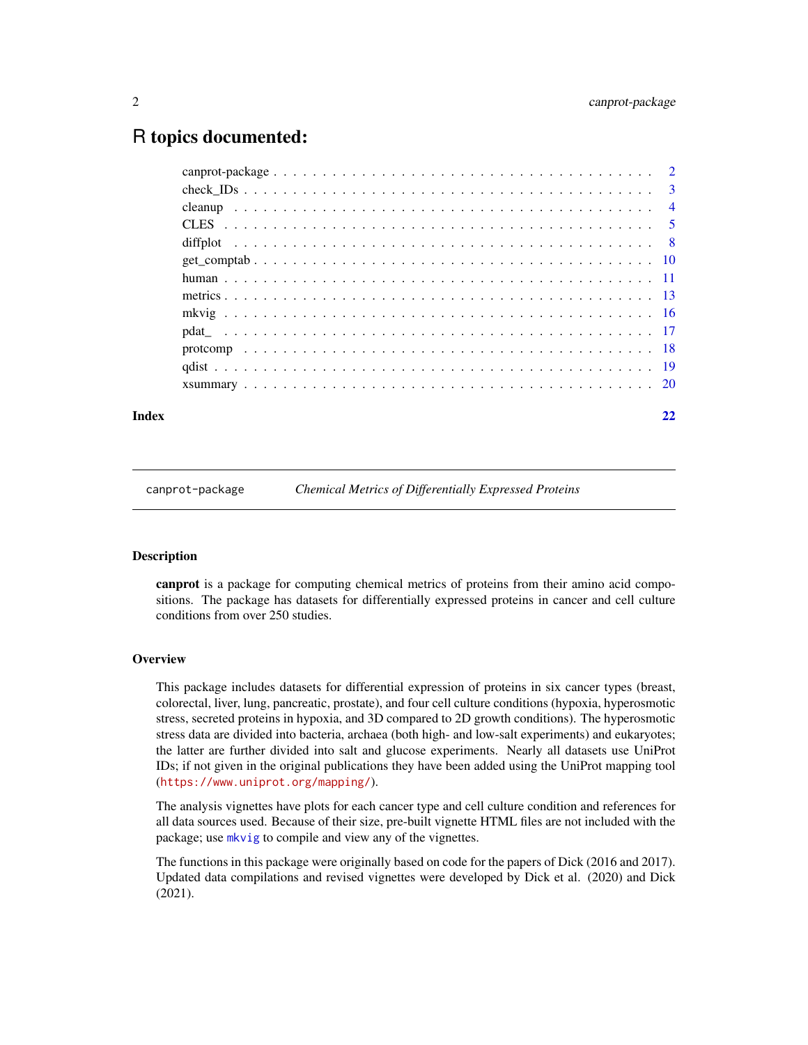# R topics documented:

| | |
|---|---|
| canprot-package | 2 |
| check_IDs | 3 |
| cleanup | 4 |
| CLES | 5 |
| diffplot | 8 |
| get_comptab | 10 |
| human | 11 |
| metrics | 13 |
| mkvig | 16 |
| pdat_ | 17 |
| protcomp | 18 |
| qdist | 19 |
| xsummary | 20 |
| **Index** | **22** |

---

canprot-package *Chemical Metrics of Differentially Expressed Proteins*

---

## Description

**canprot** is a package for computing chemical metrics of proteins from their amino acid compositions. The package has datasets for differentially expressed proteins in cancer and cell culture conditions from over 250 studies.

## Overview

This package includes datasets for differential expression of proteins in six cancer types (breast, colorectal, liver, lung, pancreatic, prostate), and four cell culture conditions (hypoxia, hyperosmotic stress, secreted proteins in hypoxia, and 3D compared to 2D growth conditions). The hyperosmotic stress data are divided into bacteria, archaea (both high- and low-salt experiments) and eukaryotes; the latter are further divided into salt and glucose experiments. Nearly all datasets use UniProt IDs; if not given in the original publications they have been added using the UniProt mapping tool (https://www.uniprot.org/mapping/).

The analysis vignettes have plots for each cancer type and cell culture condition and references for all data sources used. Because of their size, pre-built vignette HTML files are not included with the package; use `mkvig` to compile and view any of the vignettes.

The functions in this package were originally based on code for the papers of Dick (2016 and 2017). Updated data compilations and revised vignettes were developed by Dick et al. (2020) and Dick (2021).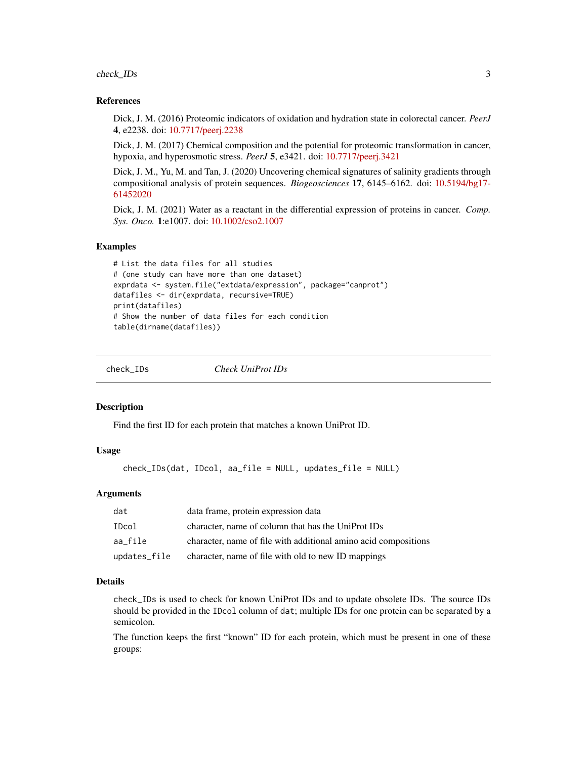### References

Dick, J. M. (2016) Proteomic indicators of oxidation and hydration state in colorectal cancer. *PeerJ* **4**, e2238. doi: 10.7717/peerj.2238

Dick, J. M. (2017) Chemical composition and the potential for proteomic transformation in cancer, hypoxia, and hyperosmotic stress. *PeerJ* **5**, e3421. doi: 10.7717/peerj.3421

Dick, J. M., Yu, M. and Tan, J. (2020) Uncovering chemical signatures of salinity gradients through compositional analysis of protein sequences. *Biogeosciences* **17**, 6145–6162. doi: 10.5194/bg17-61452020

Dick, J. M. (2021) Water as a reactant in the differential expression of proteins in cancer. *Comp. Sys. Onco.* **1**:e1007. doi: 10.1002/cso2.1007

### Examples

```
# List the data files for all studies
# (one study can have more than one dataset)
exprdata <- system.file("extdata/expression", package="canprot")
datafiles <- dir(exprdata, recursive=TRUE)
print(datafiles)
# Show the number of data files for each condition
table(dirname(datafiles))
```

---

## check_IDs *Check UniProt IDs*

---

### Description

Find the first ID for each protein that matches a known UniProt ID.

### Usage

```
check_IDs(dat, IDcol, aa_file = NULL, updates_file = NULL)
```

### Arguments

| | |
|---|---|
| dat | data frame, protein expression data |
| IDcol | character, name of column that has the UniProt IDs |
| aa_file | character, name of file with additional amino acid compositions |
| updates_file | character, name of file with old to new ID mappings |

### Details

`check_IDs` is used to check for known UniProt IDs and to update obsolete IDs. The source IDs should be provided in the `IDcol` column of `dat`; multiple IDs for one protein can be separated by a semicolon.

The function keeps the first "known" ID for each protein, which must be present in one of these groups: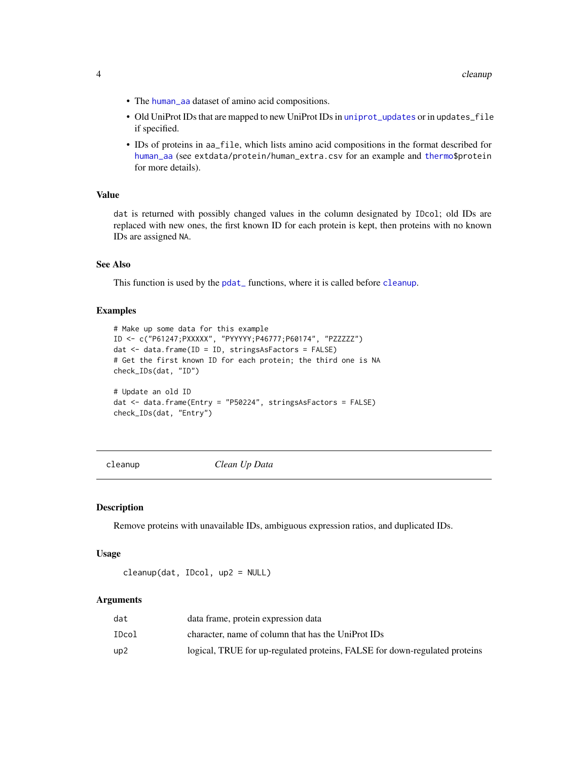- The `human_aa` dataset of amino acid compositions.
- Old UniProt IDs that are mapped to new UniProt IDs in `uniprot_updates` or in `updates_file` if specified.
- IDs of proteins in `aa_file`, which lists amino acid compositions in the format described for `human_aa` (see `extdata/protein/human_extra.csv` for an example and `thermo$protein` for more details).

### Value

`dat` is returned with possibly changed values in the column designated by `IDcol`; old IDs are replaced with new ones, the first known ID for each protein is kept, then proteins with no known IDs are assigned `NA`.

### See Also

This function is used by the `pdat_` functions, where it is called before `cleanup`.

### Examples

```
# Make up some data for this example
ID <- c("P61247;PXXXXX", "PYYYYY;P46777;P60174", "PZZZZZ")
dat <- data.frame(ID = ID, stringsAsFactors = FALSE)
# Get the first known ID for each protein; the third one is NA
check_IDs(dat, "ID")

# Update an old ID
dat <- data.frame(Entry = "P50224", stringsAsFactors = FALSE)
check_IDs(dat, "Entry")
```

---

## cleanup *Clean Up Data*

---

### Description

Remove proteins with unavailable IDs, ambiguous expression ratios, and duplicated IDs.

### Usage

```
cleanup(dat, IDcol, up2 = NULL)
```

### Arguments

| | |
|---|---|
| `dat` | data frame, protein expression data |
| `IDcol` | character, name of column that has the UniProt IDs |
| `up2` | logical, TRUE for up-regulated proteins, FALSE for down-regulated proteins |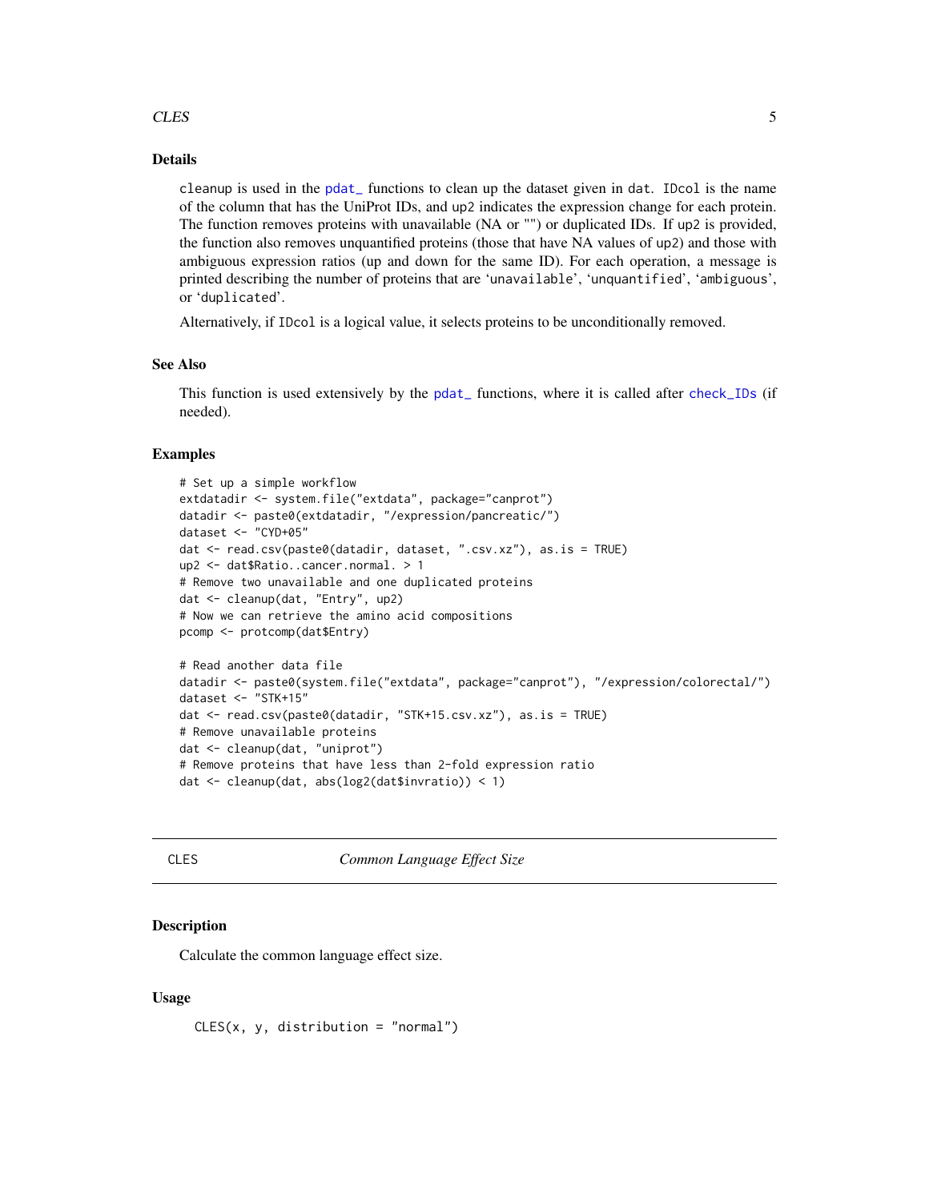### Details

cleanup is used in the pdat_ functions to clean up the dataset given in dat. IDcol is the name of the column that has the UniProt IDs, and up2 indicates the expression change for each protein. The function removes proteins with unavailable (NA or "") or duplicated IDs. If up2 is provided, the function also removes unquantified proteins (those that have NA values of up2) and those with ambiguous expression ratios (up and down for the same ID). For each operation, a message is printed describing the number of proteins that are 'unavailable', 'unquantified', 'ambiguous', or 'duplicated'.

Alternatively, if IDcol is a logical value, it selects proteins to be unconditionally removed.

### See Also

This function is used extensively by the pdat_ functions, where it is called after check_IDs (if needed).

### Examples

```
# Set up a simple workflow
extdatadir <- system.file("extdata", package="canprot")
datadir <- paste0(extdatadir, "/expression/pancreatic/")
dataset <- "CYD+05"
dat <- read.csv(paste0(datadir, dataset, ".csv.xz"), as.is = TRUE)
up2 <- dat$Ratio..cancer.normal. > 1
# Remove two unavailable and one duplicated proteins
dat <- cleanup(dat, "Entry", up2)
# Now we can retrieve the amino acid compositions
pcomp <- protcomp(dat$Entry)

# Read another data file
datadir <- paste0(system.file("extdata", package="canprot"), "/expression/colorectal/")
dataset <- "STK+15"
dat <- read.csv(paste0(datadir, "STK+15.csv.xz"), as.is = TRUE)
# Remove unavailable proteins
dat <- cleanup(dat, "uniprot")
# Remove proteins that have less than 2-fold expression ratio
dat <- cleanup(dat, abs(log2(dat$invratio)) < 1)
```

---

## CLES — *Common Language Effect Size*

### Description

Calculate the common language effect size.

### Usage

```
CLES(x, y, distribution = "normal")
```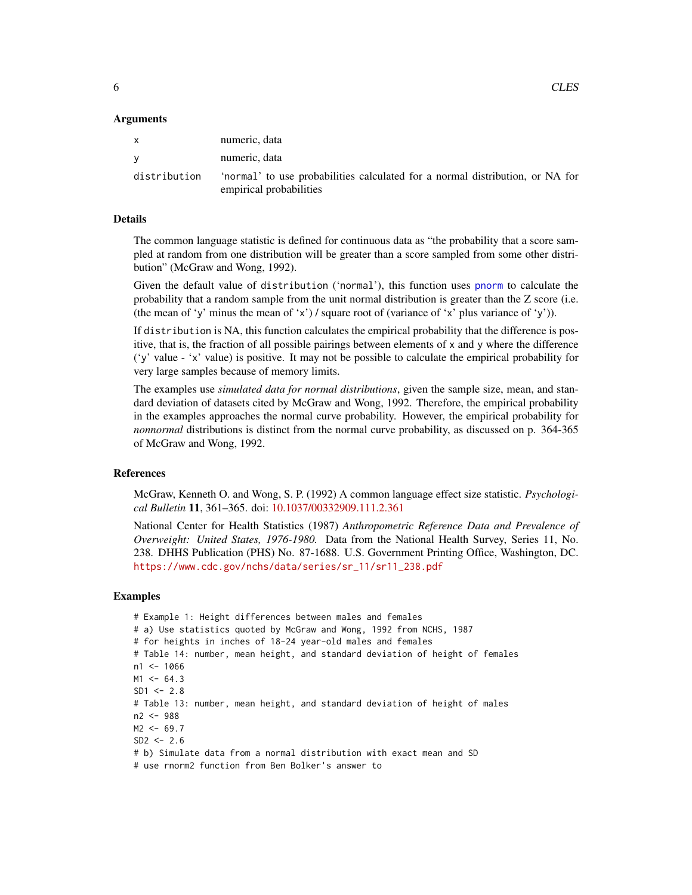### Arguments

| | |
|---|---|
| x | numeric, data |
| y | numeric, data |
| distribution | 'normal' to use probabilities calculated for a normal distribution, or NA for empirical probabilities |

### Details

The common language statistic is defined for continuous data as "the probability that a score sampled at random from one distribution will be greater than a score sampled from some other distribution" (McGraw and Wong, 1992).

Given the default value of distribution ('normal'), this function uses pnorm to calculate the probability that a random sample from the unit normal distribution is greater than the Z score (i.e. (the mean of 'y' minus the mean of 'x') / square root of (variance of 'x' plus variance of 'y')).

If distribution is NA, this function calculates the empirical probability that the difference is positive, that is, the fraction of all possible pairings between elements of x and y where the difference ('y' value - 'x' value) is positive. It may not be possible to calculate the empirical probability for very large samples because of memory limits.

The examples use *simulated data for normal distributions*, given the sample size, mean, and standard deviation of datasets cited by McGraw and Wong, 1992. Therefore, the empirical probability in the examples approaches the normal curve probability. However, the empirical probability for *nonnormal* distributions is distinct from the normal curve probability, as discussed on p. 364-365 of McGraw and Wong, 1992.

### References

McGraw, Kenneth O. and Wong, S. P. (1992) A common language effect size statistic. *Psychological Bulletin* **11**, 361–365. doi: 10.1037/00332909.111.2.361

National Center for Health Statistics (1987) *Anthropometric Reference Data and Prevalence of Overweight: United States, 1976-1980.* Data from the National Health Survey, Series 11, No. 238. DHHS Publication (PHS) No. 87-1688. U.S. Government Printing Office, Washington, DC. https://www.cdc.gov/nchs/data/series/sr_11/sr11_238.pdf

### Examples

```
# Example 1: Height differences between males and females
# a) Use statistics quoted by McGraw and Wong, 1992 from NCHS, 1987
# for heights in inches of 18-24 year-old males and females
# Table 14: number, mean height, and standard deviation of height of females
n1 <- 1066
M1 <- 64.3
SD1 <- 2.8
# Table 13: number, mean height, and standard deviation of height of males
n2 <- 988
M2 <- 69.7
SD2 <- 2.6
# b) Simulate data from a normal distribution with exact mean and SD
# use rnorm2 function from Ben Bolker's answer to
```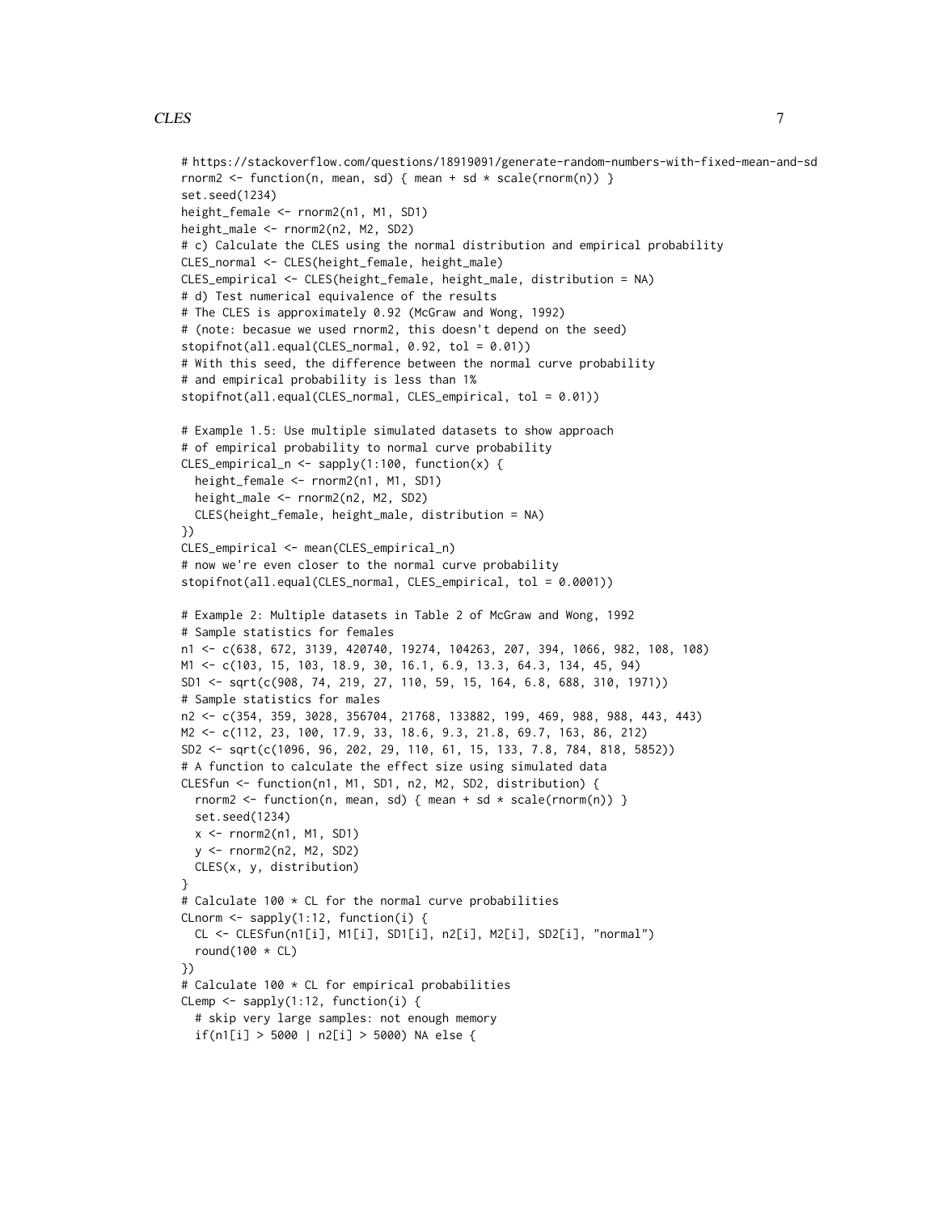```
# https://stackoverflow.com/questions/18919091/generate-random-numbers-with-fixed-mean-and-sd
rnorm2 <- function(n, mean, sd) { mean + sd * scale(rnorm(n)) }
set.seed(1234)
height_female <- rnorm2(n1, M1, SD1)
height_male <- rnorm2(n2, M2, SD2)
# c) Calculate the CLES using the normal distribution and empirical probability
CLES_normal <- CLES(height_female, height_male)
CLES_empirical <- CLES(height_female, height_male, distribution = NA)
# d) Test numerical equivalence of the results
# The CLES is approximately 0.92 (McGraw and Wong, 1992)
# (note: becasue we used rnorm2, this doesn't depend on the seed)
stopifnot(all.equal(CLES_normal, 0.92, tol = 0.01))
# With this seed, the difference between the normal curve probability
# and empirical probability is less than 1%
stopifnot(all.equal(CLES_normal, CLES_empirical, tol = 0.01))

# Example 1.5: Use multiple simulated datasets to show approach
# of empirical probability to normal curve probability
CLES_empirical_n <- sapply(1:100, function(x) {
  height_female <- rnorm2(n1, M1, SD1)
  height_male <- rnorm2(n2, M2, SD2)
  CLES(height_female, height_male, distribution = NA)
})
CLES_empirical <- mean(CLES_empirical_n)
# now we're even closer to the normal curve probability
stopifnot(all.equal(CLES_normal, CLES_empirical, tol = 0.0001))

# Example 2: Multiple datasets in Table 2 of McGraw and Wong, 1992
# Sample statistics for females
n1 <- c(638, 672, 3139, 420740, 19274, 104263, 207, 394, 1066, 982, 108, 108)
M1 <- c(103, 15, 103, 18.9, 30, 16.1, 6.9, 13.3, 64.3, 134, 45, 94)
SD1 <- sqrt(c(908, 74, 219, 27, 110, 59, 15, 164, 6.8, 688, 310, 1971))
# Sample statistics for males
n2 <- c(354, 359, 3028, 356704, 21768, 133882, 199, 469, 988, 988, 443, 443)
M2 <- c(112, 23, 100, 17.9, 33, 18.6, 9.3, 21.8, 69.7, 163, 86, 212)
SD2 <- sqrt(c(1096, 96, 202, 29, 110, 61, 15, 133, 7.8, 784, 818, 5852))
# A function to calculate the effect size using simulated data
CLESfun <- function(n1, M1, SD1, n2, M2, SD2, distribution) {
  rnorm2 <- function(n, mean, sd) { mean + sd * scale(rnorm(n)) }
  set.seed(1234)
  x <- rnorm2(n1, M1, SD1)
  y <- rnorm2(n2, M2, SD2)
  CLES(x, y, distribution)
}
# Calculate 100 * CL for the normal curve probabilities
CLnorm <- sapply(1:12, function(i) {
  CL <- CLESfun(n1[i], M1[i], SD1[i], n2[i], M2[i], SD2[i], "normal")
  round(100 * CL)
})
# Calculate 100 * CL for empirical probabilities
CLemp <- sapply(1:12, function(i) {
  # skip very large samples: not enough memory
  if(n1[i] > 5000 | n2[i] > 5000) NA else {
```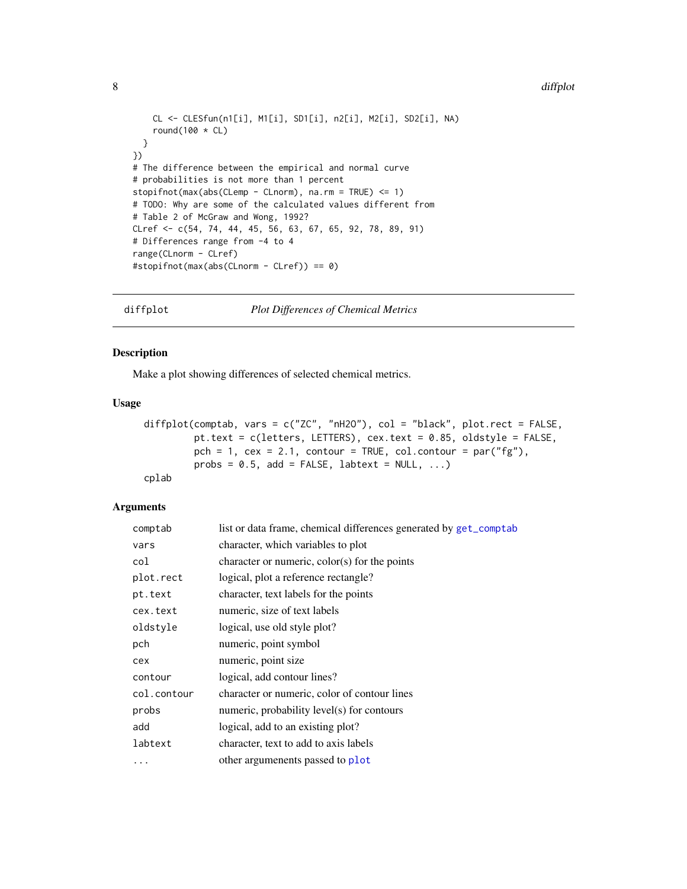```
    CL <- CLESfun(n1[i], M1[i], SD1[i], n2[i], M2[i], SD2[i], NA)
    round(100 * CL)
  }
})
# The difference between the empirical and normal curve
# probabilities is not more than 1 percent
stopifnot(max(abs(CLemp - CLnorm), na.rm = TRUE) <= 1)
# TODO: Why are some of the calculated values different from
# Table 2 of McGraw and Wong, 1992?
CLref <- c(54, 74, 44, 45, 56, 63, 67, 65, 92, 78, 89, 91)
# Differences range from -4 to 4
range(CLnorm - CLref)
#stopifnot(max(abs(CLnorm - CLref)) == 0)
```

---

## diffplot — *Plot Differences of Chemical Metrics*

### Description

Make a plot showing differences of selected chemical metrics.

### Usage

```
diffplot(comptab, vars = c("ZC", "nH2O"), col = "black", plot.rect = FALSE,
         pt.text = c(letters, LETTERS), cex.text = 0.85, oldstyle = FALSE,
         pch = 1, cex = 2.1, contour = TRUE, col.contour = par("fg"),
         probs = 0.5, add = FALSE, labtext = NULL, ...)
cplab
```

### Arguments

| | |
|---|---|
| `comptab` | list or data frame, chemical differences generated by `get_comptab` |
| `vars` | character, which variables to plot |
| `col` | character or numeric, color(s) for the points |
| `plot.rect` | logical, plot a reference rectangle? |
| `pt.text` | character, text labels for the points |
| `cex.text` | numeric, size of text labels |
| `oldstyle` | logical, use old style plot? |
| `pch` | numeric, point symbol |
| `cex` | numeric, point size |
| `contour` | logical, add contour lines? |
| `col.contour` | character or numeric, color of contour lines |
| `probs` | numeric, probability level(s) for contours |
| `add` | logical, add to an existing plot? |
| `labtext` | character, text to add to axis labels |
| `...` | other argumenents passed to `plot` |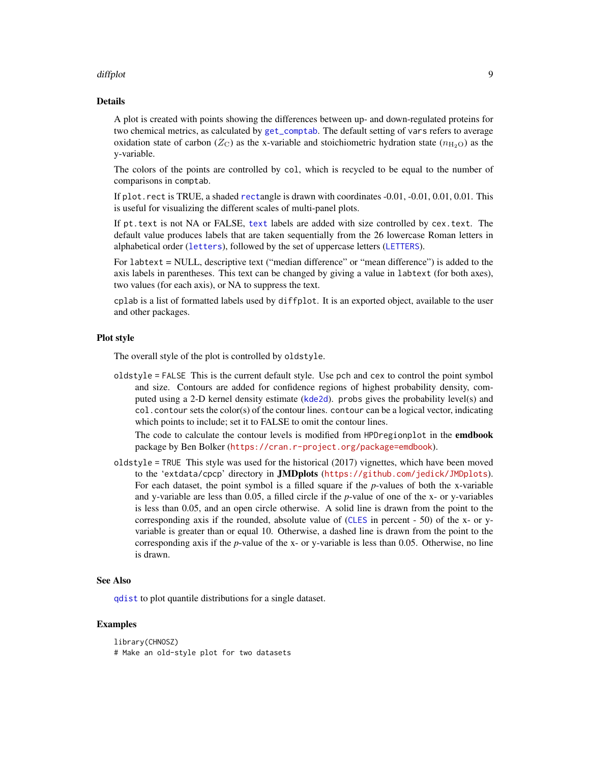## Details

A plot is created with points showing the differences between up- and down-regulated proteins for two chemical metrics, as calculated by `get_comptab`. The default setting of `vars` refers to average oxidation state of carbon ($Z_{\mathrm{C}}$) as the x-variable and stoichiometric hydration state ($n_{\mathrm{H_2O}}$) as the y-variable.

The colors of the points are controlled by `col`, which is recycled to be equal to the number of comparisons in `comptab`.

If `plot.rect` is TRUE, a shaded `rect`angle is drawn with coordinates -0.01, -0.01, 0.01, 0.01. This is useful for visualizing the different scales of multi-panel plots.

If `pt.text` is not NA or FALSE, `text` labels are added with size controlled by `cex.text`. The default value produces labels that are taken sequentially from the 26 lowercase Roman letters in alphabetical order (`letters`), followed by the set of uppercase letters (`LETTERS`).

For `labtext` = NULL, descriptive text ("median difference" or "mean difference") is added to the axis labels in parentheses. This text can be changed by giving a value in `labtext` (for both axes), two values (for each axis), or NA to suppress the text.

`cplab` is a list of formatted labels used by `diffplot`. It is an exported object, available to the user and other packages.

## Plot style

The overall style of the plot is controlled by `oldstyle`.

`oldstyle` = FALSE This is the current default style. Use `pch` and `cex` to control the point symbol and size. Contours are added for confidence regions of highest probability density, computed using a 2-D kernel density estimate (`kde2d`). `probs` gives the probability level(s) and `col.contour` sets the color(s) of the contour lines. `contour` can be a logical vector, indicating which points to include; set it to FALSE to omit the contour lines.

The code to calculate the contour levels is modified from `HPDregionplot` in the **emdbook** package by Ben Bolker (https://cran.r-project.org/package=emdbook).

`oldstyle` = TRUE This style was used for the historical (2017) vignettes, which have been moved to the 'extdata/cpcp' directory in **JMDplots** (https://github.com/jedick/JMDplots). For each dataset, the point symbol is a filled square if the *p*-values of both the x-variable and y-variable are less than 0.05, a filled circle if the *p*-value of one of the x- or y-variables is less than 0.05, and an open circle otherwise. A solid line is drawn from the point to the corresponding axis if the rounded, absolute value of (`CLES` in percent - 50) of the x- or y-variable is greater than or equal 10. Otherwise, a dashed line is drawn from the point to the corresponding axis if the *p*-value of the x- or y-variable is less than 0.05. Otherwise, no line is drawn.

## See Also

`qdist` to plot quantile distributions for a single dataset.

## Examples

```
library(CHNOSZ)
# Make an old-style plot for two datasets
```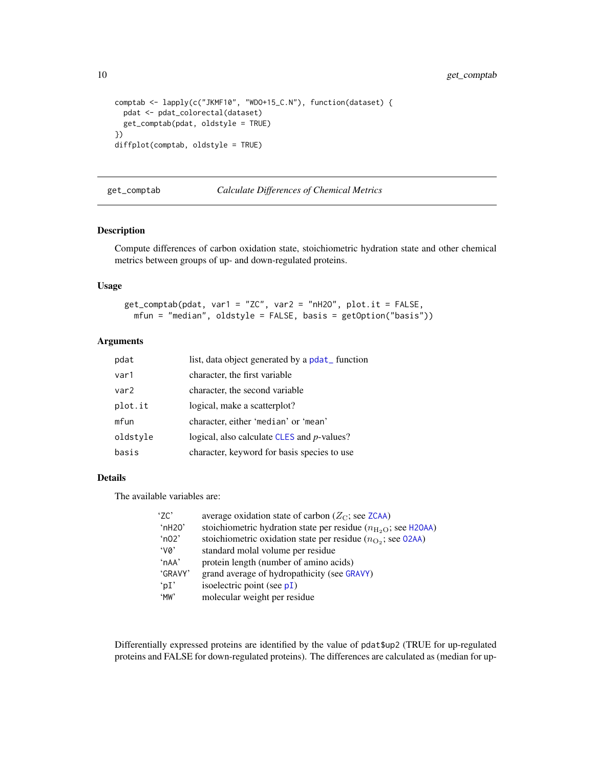```
comptab <- lapply(c("JKMF10", "WDO+15_C.N"), function(dataset) {
  pdat <- pdat_colorectal(dataset)
  get_comptab(pdat, oldstyle = TRUE)
})
diffplot(comptab, oldstyle = TRUE)
```

## get_comptab — *Calculate Differences of Chemical Metrics*

### Description

Compute differences of carbon oxidation state, stoichiometric hydration state and other chemical metrics between groups of up- and down-regulated proteins.

### Usage

```
get_comptab(pdat, var1 = "ZC", var2 = "nH2O", plot.it = FALSE,
  mfun = "median", oldstyle = FALSE, basis = getOption("basis"))
```

### Arguments

| | |
|---|---|
| `pdat` | list, data object generated by a `pdat_` function |
| `var1` | character, the first variable |
| `var2` | character, the second variable |
| `plot.it` | logical, make a scatterplot? |
| `mfun` | character, either 'median' or 'mean' |
| `oldstyle` | logical, also calculate `CLES` and *p*-values? |
| `basis` | character, keyword for basis species to use |

### Details

The available variables are:

| | |
|---|---|
| 'ZC' | average oxidation state of carbon ($Z_C$; see `ZCAA`) |
| 'nH2O' | stoichiometric hydration state per residue ($n_{H_2O}$; see `H2OAA`) |
| 'nO2' | stoichiometric oxidation state per residue ($n_{O_2}$; see `O2AA`) |
| 'V0' | standard molal volume per residue |
| 'nAA' | protein length (number of amino acids) |
| 'GRAVY' | grand average of hydropathicity (see `GRAVY`) |
| 'pI' | isoelectric point (see `pI`) |
| 'MW' | molecular weight per residue |

Differentially expressed proteins are identified by the value of pdat$up2 (TRUE for up-regulated proteins and FALSE for down-regulated proteins). The differences are calculated as (median for up-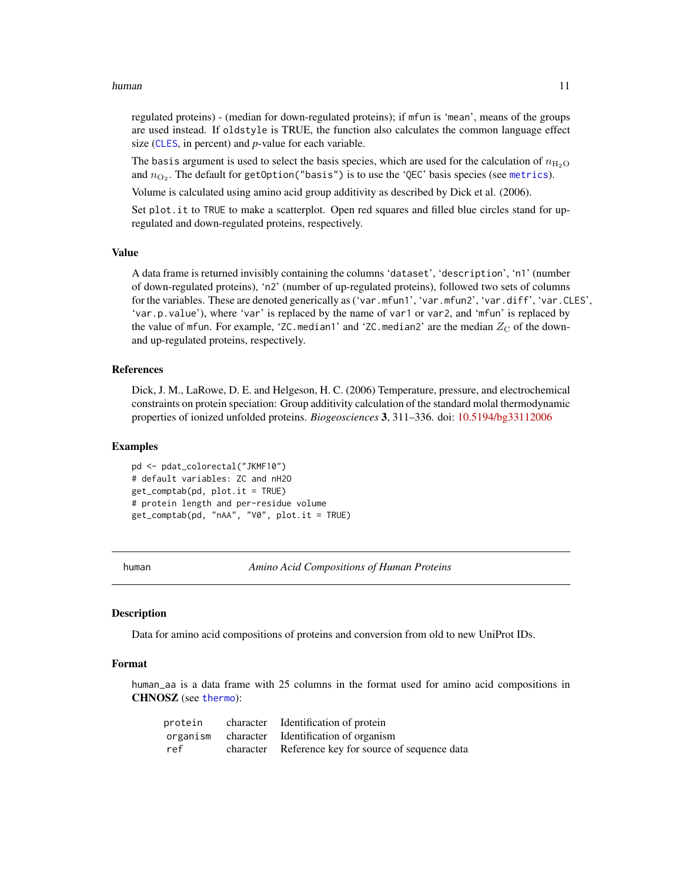regulated proteins) - (median for down-regulated proteins); if `mfun` is 'mean', means of the groups are used instead. If `oldstyle` is TRUE, the function also calculates the common language effect size (`CLES`, in percent) and *p*-value for each variable.

The `basis` argument is used to select the basis species, which are used for the calculation of $n_{H_2O}$ and $n_{O_2}$. The default for `getOption("basis")` is to use the 'QEC' basis species (see `metrics`).

Volume is calculated using amino acid group additivity as described by Dick et al. (2006).

Set `plot.it` to `TRUE` to make a scatterplot. Open red squares and filled blue circles stand for up-regulated and down-regulated proteins, respectively.

### Value

A data frame is returned invisibly containing the columns 'dataset', 'description', 'n1' (number of down-regulated proteins), 'n2' (number of up-regulated proteins), followed two sets of columns for the variables. These are denoted generically as ('var.mfun1', 'var.mfun2', 'var.diff', 'var.CLES', 'var.p.value'), where 'var' is replaced by the name of `var1` or `var2`, and 'mfun' is replaced by the value of `mfun`. For example, 'ZC.median1' and 'ZC.median2' are the median $Z_C$ of the down- and up-regulated proteins, respectively.

### References

Dick, J. M., LaRowe, D. E. and Helgeson, H. C. (2006) Temperature, pressure, and electrochemical constraints on protein speciation: Group additivity calculation of the standard molal thermodynamic properties of ionized unfolded proteins. *Biogeosciences* **3**, 311–336. doi: 10.5194/bg33112006

### Examples

```
pd <- pdat_colorectal("JKMF10")
# default variables: ZC and nH2O
get_comptab(pd, plot.it = TRUE)
# protein length and per-residue volume
get_comptab(pd, "nAA", "V0", plot.it = TRUE)
```

---

## human — *Amino Acid Compositions of Human Proteins*

### Description

Data for amino acid compositions of proteins and conversion from old to new UniProt IDs.

### Format

`human_aa` is a data frame with 25 columns in the format used for amino acid compositions in **CHNOSZ** (see `thermo`):

| | | |
|---|---|---|
| `protein` | character | Identification of protein |
| `organism` | character | Identification of organism |
| `ref` | character | Reference key for source of sequence data |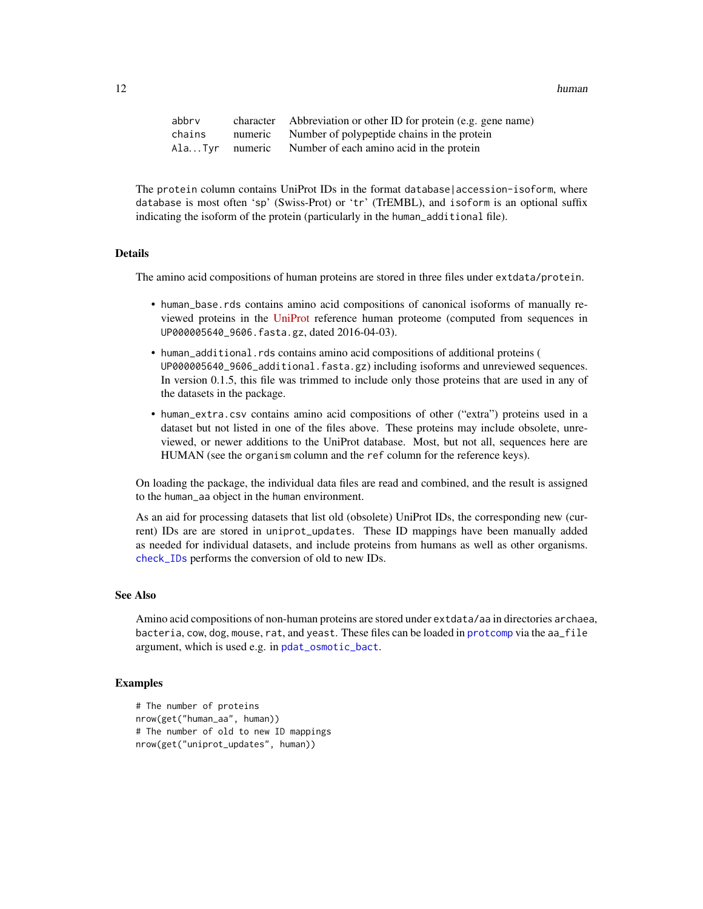| | | |
|---|---|---|
| abbrv | character | Abbreviation or other ID for protein (e.g. gene name) |
| chains | numeric | Number of polypeptide chains in the protein |
| Ala...Tyr | numeric | Number of each amino acid in the protein |

The protein column contains UniProt IDs in the format database|accession-isoform, where database is most often 'sp' (Swiss-Prot) or 'tr' (TrEMBL), and isoform is an optional suffix indicating the isoform of the protein (particularly in the human_additional file).

## Details

The amino acid compositions of human proteins are stored in three files under extdata/protein.

- human_base.rds contains amino acid compositions of canonical isoforms of manually reviewed proteins in the UniProt reference human proteome (computed from sequences in UP000005640_9606.fasta.gz, dated 2016-04-03).
- human_additional.rds contains amino acid compositions of additional proteins ( UP000005640_9606_additional.fasta.gz) including isoforms and unreviewed sequences. In version 0.1.5, this file was trimmed to include only those proteins that are used in any of the datasets in the package.
- human_extra.csv contains amino acid compositions of other ("extra") proteins used in a dataset but not listed in one of the files above. These proteins may include obsolete, unreviewed, or newer additions to the UniProt database. Most, but not all, sequences here are HUMAN (see the organism column and the ref column for the reference keys).

On loading the package, the individual data files are read and combined, and the result is assigned to the human_aa object in the human environment.

As an aid for processing datasets that list old (obsolete) UniProt IDs, the corresponding new (current) IDs are are stored in uniprot_updates. These ID mappings have been manually added as needed for individual datasets, and include proteins from humans as well as other organisms. check_IDs performs the conversion of old to new IDs.

## See Also

Amino acid compositions of non-human proteins are stored under extdata/aa in directories archaea, bacteria, cow, dog, mouse, rat, and yeast. These files can be loaded in protcomp via the aa_file argument, which is used e.g. in pdat_osmotic_bact.

## Examples

```
# The number of proteins
nrow(get("human_aa", human))
# The number of old to new ID mappings
nrow(get("uniprot_updates", human))
```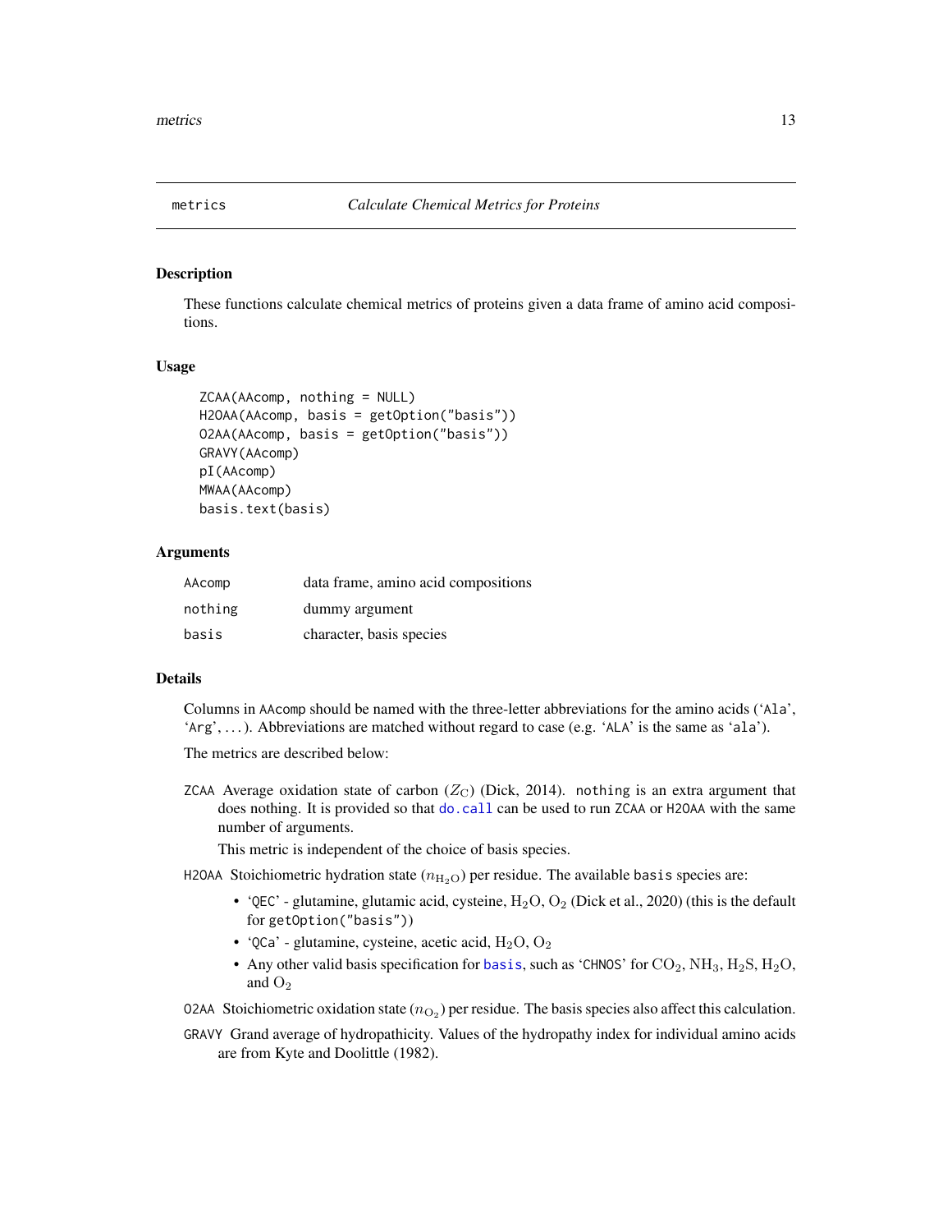## metrics — Calculate Chemical Metrics for Proteins

### Description

These functions calculate chemical metrics of proteins given a data frame of amino acid compositions.

### Usage

```
ZCAA(AAcomp, nothing = NULL)
H2OAA(AAcomp, basis = getOption("basis"))
O2AA(AAcomp, basis = getOption("basis"))
GRAVY(AAcomp)
pI(AAcomp)
MWAA(AAcomp)
basis.text(basis)
```

### Arguments

| | |
|---|---|
| AAcomp | data frame, amino acid compositions |
| nothing | dummy argument |
| basis | character, basis species |

### Details

Columns in `AAcomp` should be named with the three-letter abbreviations for the amino acids ('Ala', 'Arg', ...). Abbreviations are matched without regard to case (e.g. 'ALA' is the same as 'ala').

The metrics are described below:

`ZCAA` Average oxidation state of carbon ($Z_C$) (Dick, 2014). `nothing` is an extra argument that does nothing. It is provided so that `do.call` can be used to run `ZCAA` or `H2OAA` with the same number of arguments.

This metric is independent of the choice of basis species.

`H2OAA` Stoichiometric hydration state ($n_{H_2O}$) per residue. The available `basis` species are:

- 'QEC' - glutamine, glutamic acid, cysteine, $H_2O$, $O_2$ (Dick et al., 2020) (this is the default for `getOption("basis")`)
- 'QCa' - glutamine, cysteine, acetic acid, $H_2O$, $O_2$
- Any other valid basis specification for `basis`, such as 'CHNOS' for $CO_2$, $NH_3$, $H_2S$, $H_2O$, and $O_2$

`O2AA` Stoichiometric oxidation state ($n_{O_2}$) per residue. The basis species also affect this calculation.

`GRAVY` Grand average of hydropathicity. Values of the hydropathy index for individual amino acids are from Kyte and Doolittle (1982).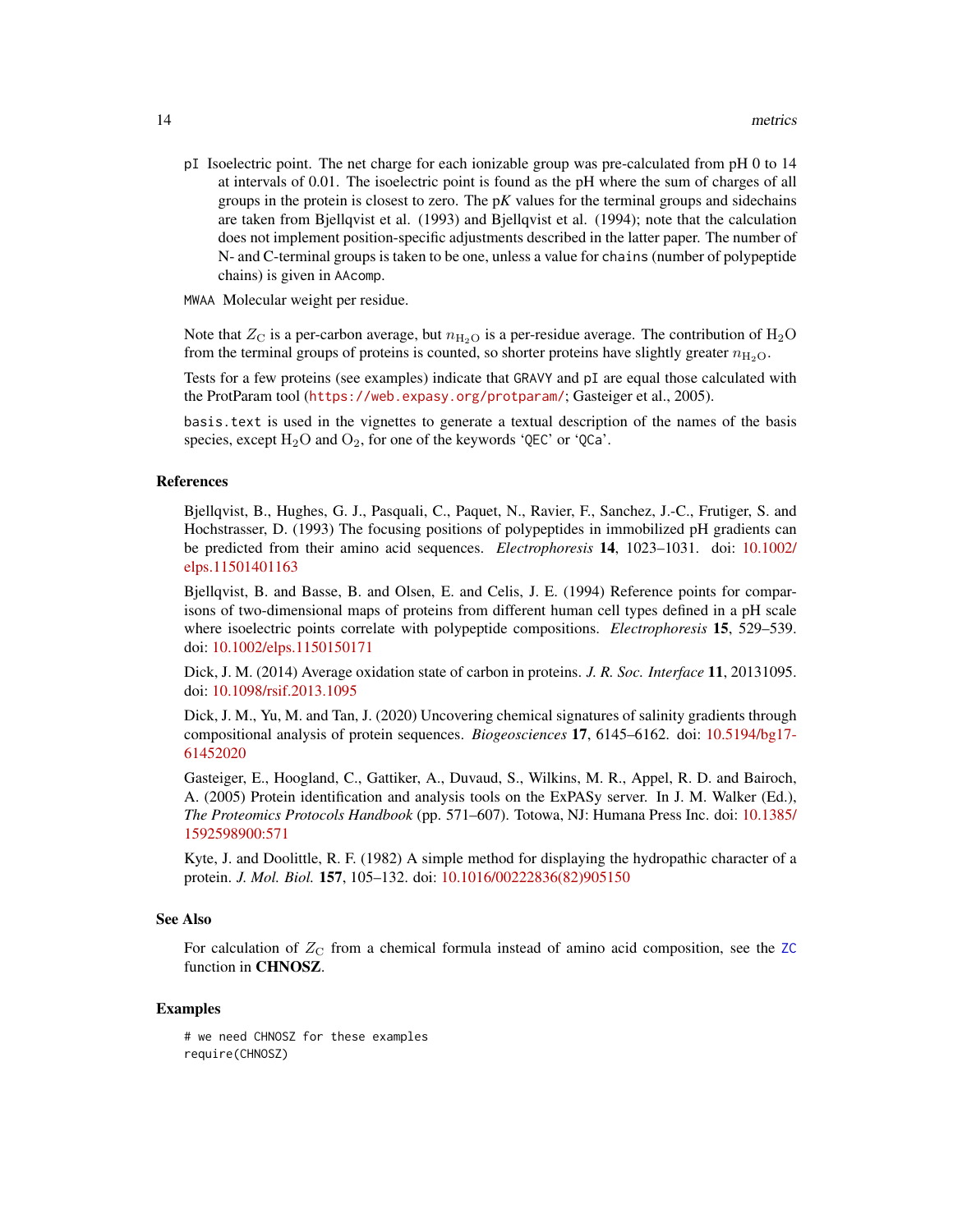`pI` Isoelectric point. The net charge for each ionizable group was pre-calculated from pH 0 to 14 at intervals of 0.01. The isoelectric point is found as the pH where the sum of charges of all groups in the protein is closest to zero. The p*K* values for the terminal groups and sidechains are taken from Bjellqvist et al. (1993) and Bjellqvist et al. (1994); note that the calculation does not implement position-specific adjustments described in the latter paper. The number of N- and C-terminal groups is taken to be one, unless a value for `chains` (number of polypeptide chains) is given in `AAcomp`.

`MWAA` Molecular weight per residue.

Note that $Z_C$ is a per-carbon average, but $n_{H_2O}$ is a per-residue average. The contribution of $H_2O$ from the terminal groups of proteins is counted, so shorter proteins have slightly greater $n_{H_2O}$.

Tests for a few proteins (see examples) indicate that `GRAVY` and `pI` are equal those calculated with the ProtParam tool (https://web.expasy.org/protparam/; Gasteiger et al., 2005).

`basis.text` is used in the vignettes to generate a textual description of the names of the basis species, except $H_2O$ and $O_2$, for one of the keywords '`QEC`' or '`QCa`'.

## References

Bjellqvist, B., Hughes, G. J., Pasquali, C., Paquet, N., Ravier, F., Sanchez, J.-C., Frutiger, S. and Hochstrasser, D. (1993) The focusing positions of polypeptides in immobilized pH gradients can be predicted from their amino acid sequences. *Electrophoresis* **14**, 1023–1031. doi: 10.1002/elps.11501401163

Bjellqvist, B. and Basse, B. and Olsen, E. and Celis, J. E. (1994) Reference points for comparisons of two-dimensional maps of proteins from different human cell types defined in a pH scale where isoelectric points correlate with polypeptide compositions. *Electrophoresis* **15**, 529–539. doi: 10.1002/elps.1150150171

Dick, J. M. (2014) Average oxidation state of carbon in proteins. *J. R. Soc. Interface* **11**, 20131095. doi: 10.1098/rsif.2013.1095

Dick, J. M., Yu, M. and Tan, J. (2020) Uncovering chemical signatures of salinity gradients through compositional analysis of protein sequences. *Biogeosciences* **17**, 6145–6162. doi: 10.5194/bg17-61452020

Gasteiger, E., Hoogland, C., Gattiker, A., Duvaud, S., Wilkins, M. R., Appel, R. D. and Bairoch, A. (2005) Protein identification and analysis tools on the ExPASy server. In J. M. Walker (Ed.), *The Proteomics Protocols Handbook* (pp. 571–607). Totowa, NJ: Humana Press Inc. doi: 10.1385/1592598900:571

Kyte, J. and Doolittle, R. F. (1982) A simple method for displaying the hydropathic character of a protein. *J. Mol. Biol.* **157**, 105–132. doi: 10.1016/00222836(82)905150

## See Also

For calculation of $Z_C$ from a chemical formula instead of amino acid composition, see the `ZC` function in **CHNOSZ**.

## Examples

```
# we need CHNOSZ for these examples
require(CHNOSZ)
```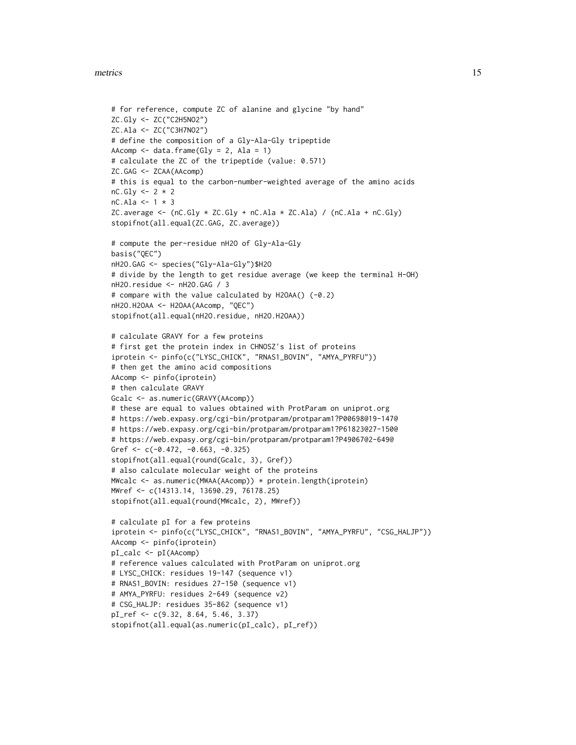```
# for reference, compute ZC of alanine and glycine "by hand"
ZC.Gly <- ZC("C2H5NO2")
ZC.Ala <- ZC("C3H7NO2")
# define the composition of a Gly-Ala-Gly tripeptide
AAcomp <- data.frame(Gly = 2, Ala = 1)
# calculate the ZC of the tripeptide (value: 0.571)
ZC.GAG <- ZCAA(AAcomp)
# this is equal to the carbon-number-weighted average of the amino acids
nC.Gly <- 2 * 2
nC.Ala <- 1 * 3
ZC.average <- (nC.Gly * ZC.Gly + nC.Ala * ZC.Ala) / (nC.Ala + nC.Gly)
stopifnot(all.equal(ZC.GAG, ZC.average))

# compute the per-residue nH2O of Gly-Ala-Gly
basis("QEC")
nH2O.GAG <- species("Gly-Ala-Gly")$H2O
# divide by the length to get residue average (we keep the terminal H-OH)
nH2O.residue <- nH2O.GAG / 3
# compare with the value calculated by H2OAA() (-0.2)
nH2O.H2OAA <- H2OAA(AAcomp, "QEC")
stopifnot(all.equal(nH2O.residue, nH2O.H2OAA))

# calculate GRAVY for a few proteins
# first get the protein index in CHNOSZ's list of proteins
iprotein <- pinfo(c("LYSC_CHICK", "RNAS1_BOVIN", "AMYA_PYRFU"))
# then get the amino acid compositions
AAcomp <- pinfo(iprotein)
# then calculate GRAVY
Gcalc <- as.numeric(GRAVY(AAcomp))
# these are equal to values obtained with ProtParam on uniprot.org
# https://web.expasy.org/cgi-bin/protparam/protparam1?P00698@19-147@
# https://web.expasy.org/cgi-bin/protparam/protparam1?P61823@27-150@
# https://web.expasy.org/cgi-bin/protparam/protparam1?P49067@2-649@
Gref <- c(-0.472, -0.663, -0.325)
stopifnot(all.equal(round(Gcalc, 3), Gref))
# also calculate molecular weight of the proteins
MWcalc <- as.numeric(MWAA(AAcomp)) * protein.length(iprotein)
MWref <- c(14313.14, 13690.29, 76178.25)
stopifnot(all.equal(round(MWcalc, 2), MWref))

# calculate pI for a few proteins
iprotein <- pinfo(c("LYSC_CHICK", "RNAS1_BOVIN", "AMYA_PYRFU", "CSG_HALJP"))
AAcomp <- pinfo(iprotein)
pI_calc <- pI(AAcomp)
# reference values calculated with ProtParam on uniprot.org
# LYSC_CHICK: residues 19-147 (sequence v1)
# RNAS1_BOVIN: residues 27-150 (sequence v1)
# AMYA_PYRFU: residues 2-649 (sequence v2)
# CSG_HALJP: residues 35-862 (sequence v1)
pI_ref <- c(9.32, 8.64, 5.46, 3.37)
stopifnot(all.equal(as.numeric(pI_calc), pI_ref))
```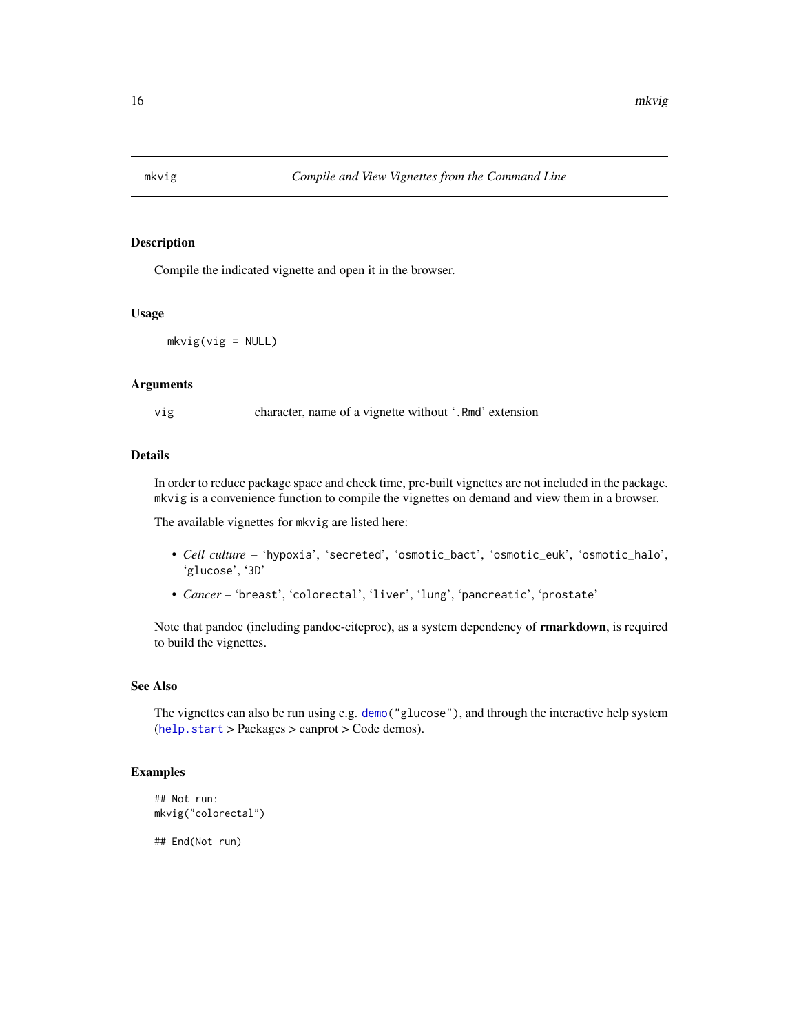# mkvig — *Compile and View Vignettes from the Command Line*

## Description

Compile the indicated vignette and open it in the browser.

## Usage

```
mkvig(vig = NULL)
```

## Arguments

| | |
|---|---|
| vig | character, name of a vignette without '.Rmd' extension |

## Details

In order to reduce package space and check time, pre-built vignettes are not included in the package. mkvig is a convenience function to compile the vignettes on demand and view them in a browser.

The available vignettes for mkvig are listed here:

- *Cell culture* – 'hypoxia', 'secreted', 'osmotic_bact', 'osmotic_euk', 'osmotic_halo', 'glucose', '3D'
- *Cancer* – 'breast', 'colorectal', 'liver', 'lung', 'pancreatic', 'prostate'

Note that pandoc (including pandoc-citeproc), as a system dependency of **rmarkdown**, is required to build the vignettes.

## See Also

The vignettes can also be run using e.g. demo("glucose"), and through the interactive help system (help.start > Packages > canprot > Code demos).

## Examples

```
## Not run:
mkvig("colorectal")

## End(Not run)
```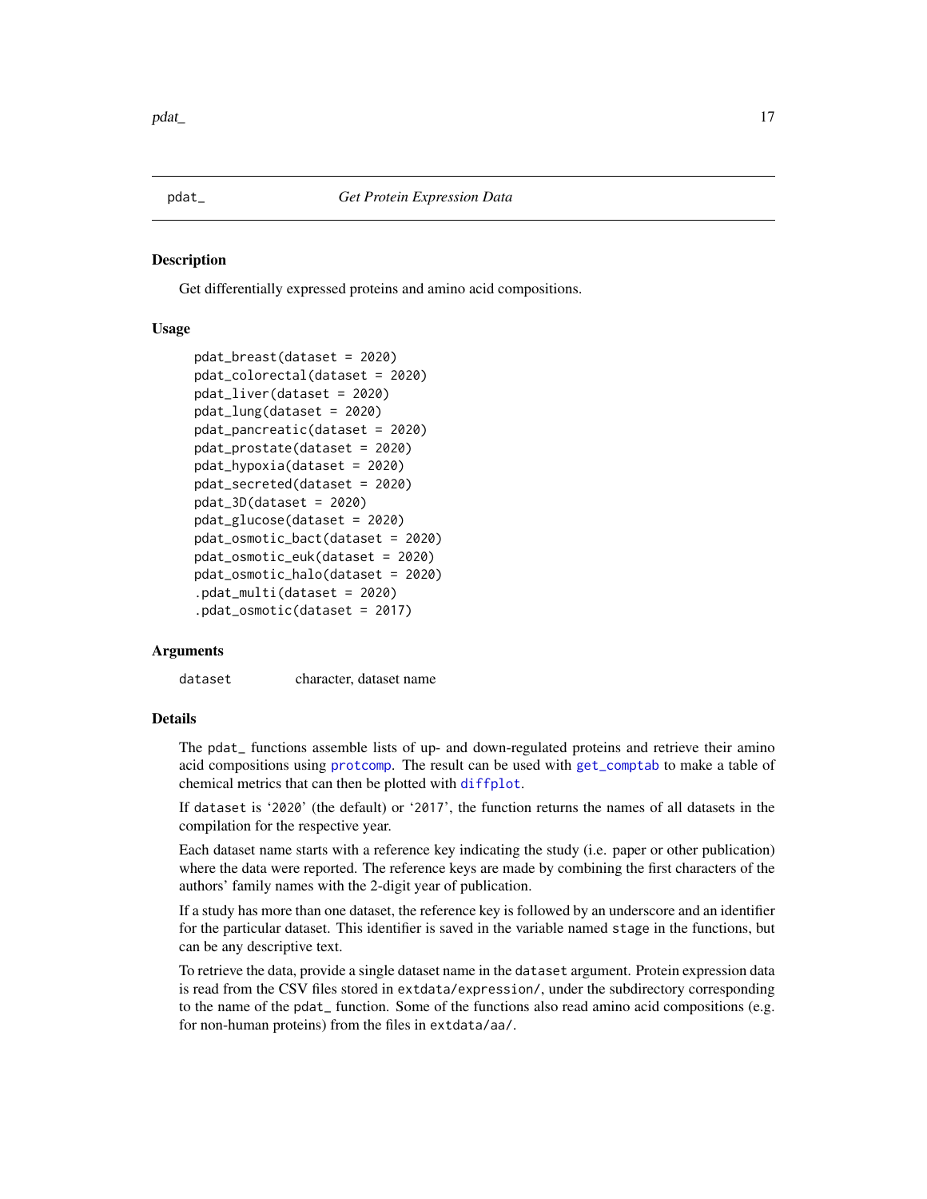## pdat_ *Get Protein Expression Data*

### Description

Get differentially expressed proteins and amino acid compositions.

### Usage

```
pdat_breast(dataset = 2020)
pdat_colorectal(dataset = 2020)
pdat_liver(dataset = 2020)
pdat_lung(dataset = 2020)
pdat_pancreatic(dataset = 2020)
pdat_prostate(dataset = 2020)
pdat_hypoxia(dataset = 2020)
pdat_secreted(dataset = 2020)
pdat_3D(dataset = 2020)
pdat_glucose(dataset = 2020)
pdat_osmotic_bact(dataset = 2020)
pdat_osmotic_euk(dataset = 2020)
pdat_osmotic_halo(dataset = 2020)
.pdat_multi(dataset = 2020)
.pdat_osmotic(dataset = 2017)
```

### Arguments

| | |
|---|---|
| `dataset` | character, dataset name |

### Details

The `pdat_` functions assemble lists of up- and down-regulated proteins and retrieve their amino acid compositions using `protcomp`. The result can be used with `get_comptab` to make a table of chemical metrics that can then be plotted with `diffplot`.

If `dataset` is '2020' (the default) or '2017', the function returns the names of all datasets in the compilation for the respective year.

Each dataset name starts with a reference key indicating the study (i.e. paper or other publication) where the data were reported. The reference keys are made by combining the first characters of the authors' family names with the 2-digit year of publication.

If a study has more than one dataset, the reference key is followed by an underscore and an identifier for the particular dataset. This identifier is saved in the variable named `stage` in the functions, but can be any descriptive text.

To retrieve the data, provide a single dataset name in the `dataset` argument. Protein expression data is read from the CSV files stored in `extdata/expression/`, under the subdirectory corresponding to the name of the `pdat_` function. Some of the functions also read amino acid compositions (e.g. for non-human proteins) from the files in `extdata/aa/`.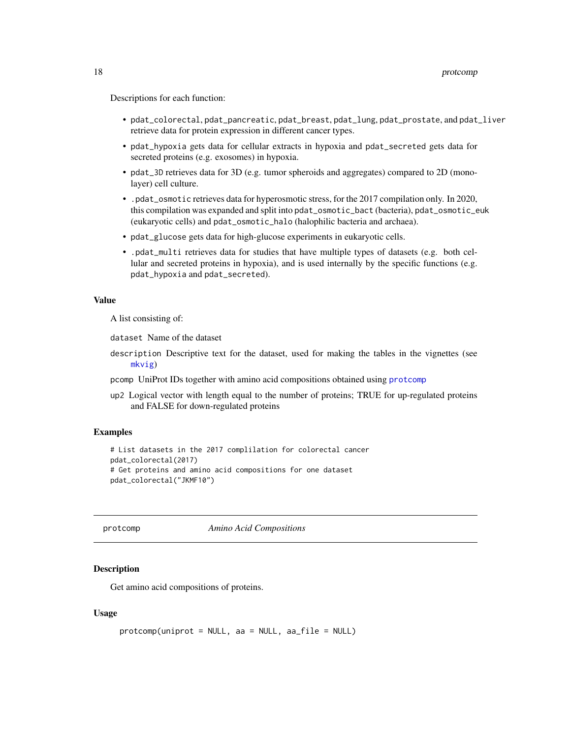Descriptions for each function:

- `pdat_colorectal`, `pdat_pancreatic`, `pdat_breast`, `pdat_lung`, `pdat_prostate`, and `pdat_liver` retrieve data for protein expression in different cancer types.
- `pdat_hypoxia` gets data for cellular extracts in hypoxia and `pdat_secreted` gets data for secreted proteins (e.g. exosomes) in hypoxia.
- `pdat_3D` retrieves data for 3D (e.g. tumor spheroids and aggregates) compared to 2D (monolayer) cell culture.
- `.pdat_osmotic` retrieves data for hyperosmotic stress, for the 2017 compilation only. In 2020, this compilation was expanded and split into `pdat_osmotic_bact` (bacteria), `pdat_osmotic_euk` (eukaryotic cells) and `pdat_osmotic_halo` (halophilic bacteria and archaea).
- `pdat_glucose` gets data for high-glucose experiments in eukaryotic cells.
- `.pdat_multi` retrieves data for studies that have multiple types of datasets (e.g. both cellular and secreted proteins in hypoxia), and is used internally by the specific functions (e.g. `pdat_hypoxia` and `pdat_secreted`).

## Value

A list consisting of:

`dataset` Name of the dataset

`description` Descriptive text for the dataset, used for making the tables in the vignettes (see `mkvig`)

`pcomp` UniProt IDs together with amino acid compositions obtained using `protcomp`

`up2` Logical vector with length equal to the number of proteins; TRUE for up-regulated proteins and FALSE for down-regulated proteins

## Examples

```
# List datasets in the 2017 complilation for colorectal cancer
pdat_colorectal(2017)
# Get proteins and amino acid compositions for one dataset
pdat_colorectal("JKMF10")
```

---

# protcomp — *Amino Acid Compositions*

## Description

Get amino acid compositions of proteins.

## Usage

```
protcomp(uniprot = NULL, aa = NULL, aa_file = NULL)
```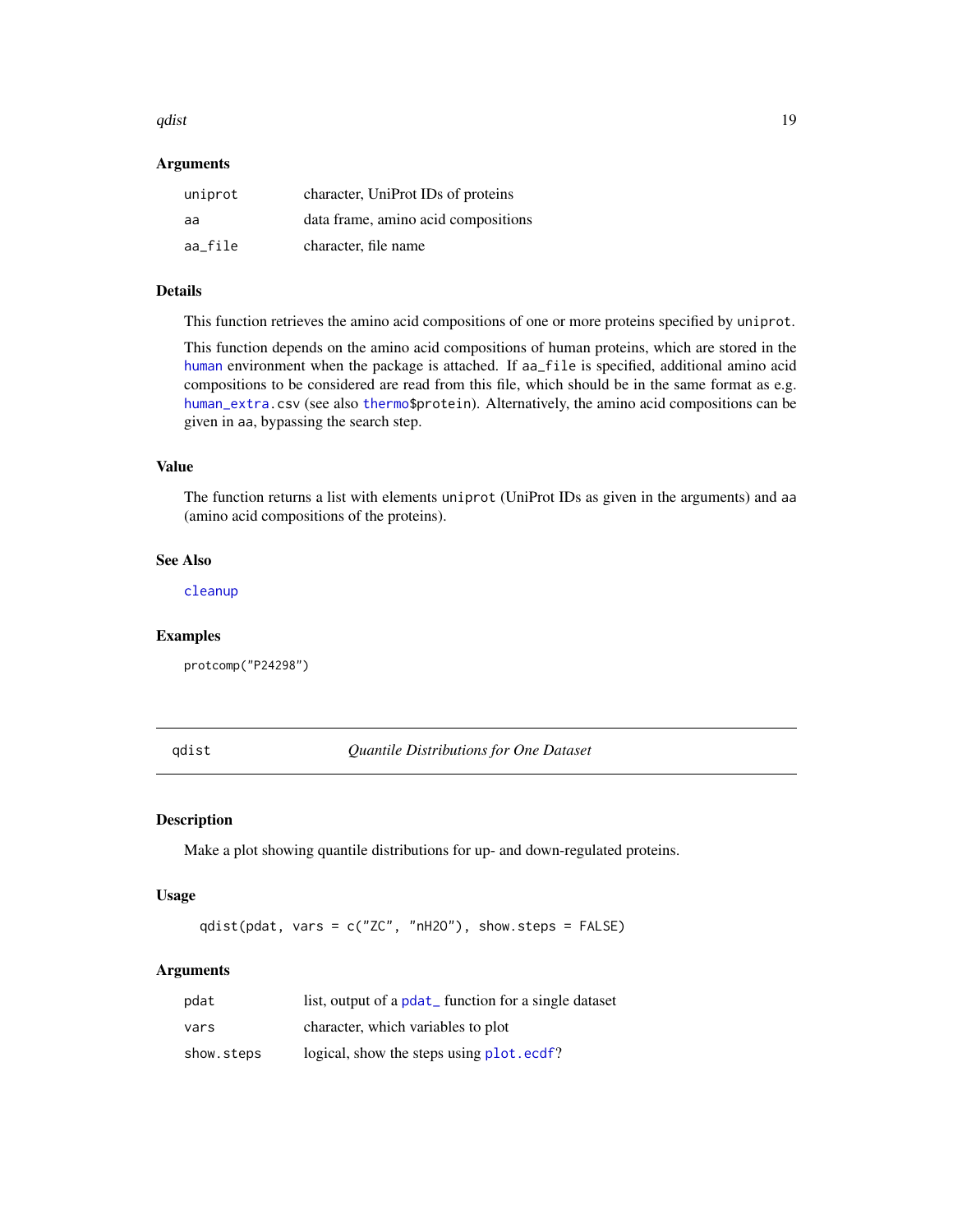### Arguments

| | |
|---|---|
| `uniprot` | character, UniProt IDs of proteins |
| `aa` | data frame, amino acid compositions |
| `aa_file` | character, file name |

### Details

This function retrieves the amino acid compositions of one or more proteins specified by `uniprot`.

This function depends on the amino acid compositions of human proteins, which are stored in the `human` environment when the package is attached. If `aa_file` is specified, additional amino acid compositions to be considered are read from this file, which should be in the same format as e.g. `human_extra.csv` (see also `thermo$protein`). Alternatively, the amino acid compositions can be given in `aa`, bypassing the search step.

### Value

The function returns a list with elements `uniprot` (UniProt IDs as given in the arguments) and `aa` (amino acid compositions of the proteins).

### See Also

`cleanup`

### Examples

```
protcomp("P24298")
```

---

## qdist — *Quantile Distributions for One Dataset*

### Description

Make a plot showing quantile distributions for up- and down-regulated proteins.

### Usage

```
qdist(pdat, vars = c("ZC", "nH2O"), show.steps = FALSE)
```

### Arguments

| | |
|---|---|
| `pdat` | list, output of a `pdat_` function for a single dataset |
| `vars` | character, which variables to plot |
| `show.steps` | logical, show the steps using `plot.ecdf`? |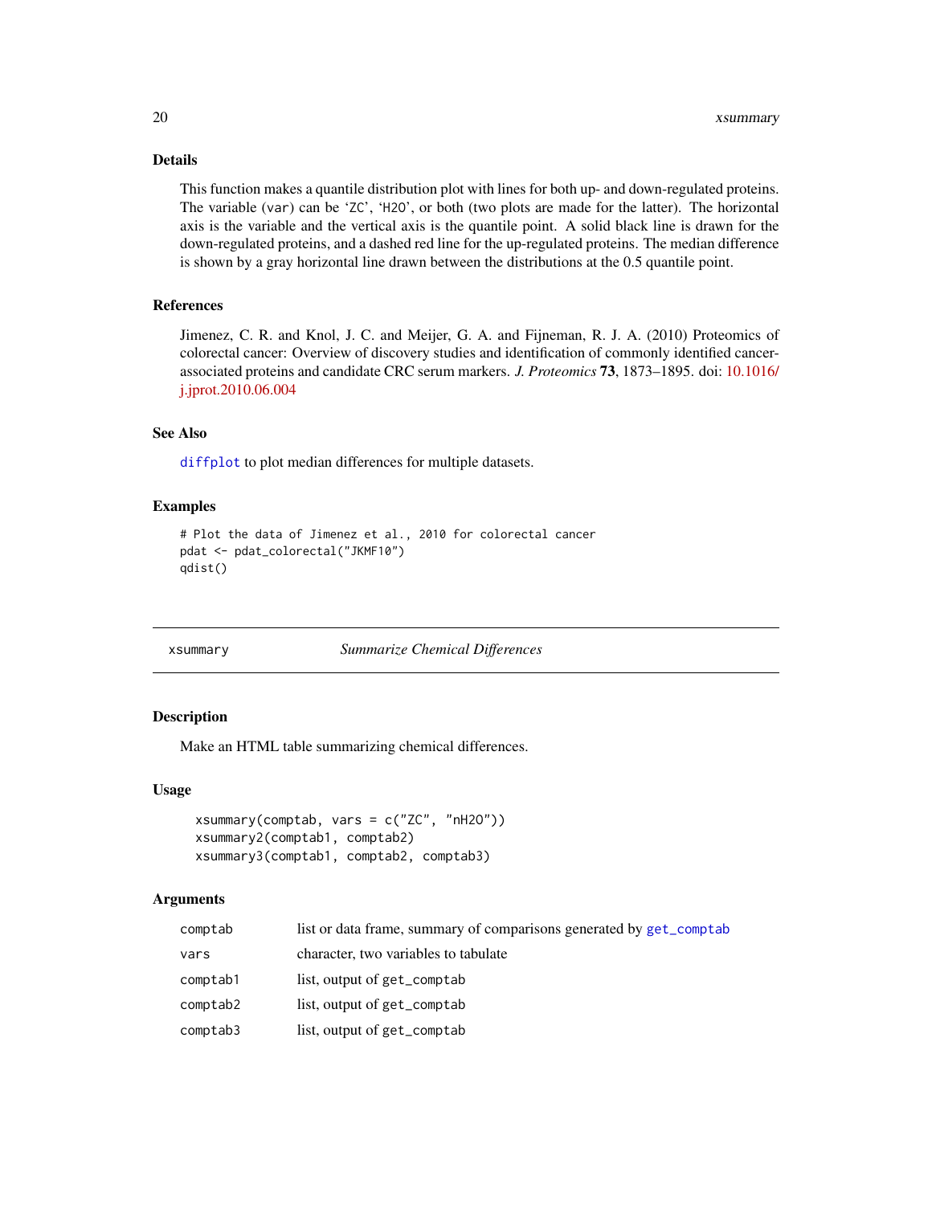## Details

This function makes a quantile distribution plot with lines for both up- and down-regulated proteins. The variable (`var`) can be ‘`ZC`’, ‘`H2O`’, or both (two plots are made for the latter). The horizontal axis is the variable and the vertical axis is the quantile point. A solid black line is drawn for the down-regulated proteins, and a dashed red line for the up-regulated proteins. The median difference is shown by a gray horizontal line drawn between the distributions at the 0.5 quantile point.

## References

Jimenez, C. R. and Knol, J. C. and Meijer, G. A. and Fijneman, R. J. A. (2010) Proteomics of colorectal cancer: Overview of discovery studies and identification of commonly identified cancer-associated proteins and candidate CRC serum markers. *J. Proteomics* **73**, 1873–1895. doi: 10.1016/j.jprot.2010.06.004

## See Also

`diffplot` to plot median differences for multiple datasets.

## Examples

```
# Plot the data of Jimenez et al., 2010 for colorectal cancer
pdat <- pdat_colorectal("JKMF10")
qdist()
```

---

# xsummary — *Summarize Chemical Differences*

## Description

Make an HTML table summarizing chemical differences.

## Usage

```
xsummary(comptab, vars = c("ZC", "nH2O"))
xsummary2(comptab1, comptab2)
xsummary3(comptab1, comptab2, comptab3)
```

## Arguments

| | |
|---|---|
| `comptab` | list or data frame, summary of comparisons generated by `get_comptab` |
| `vars` | character, two variables to tabulate |
| `comptab1` | list, output of `get_comptab` |
| `comptab2` | list, output of `get_comptab` |
| `comptab3` | list, output of `get_comptab` |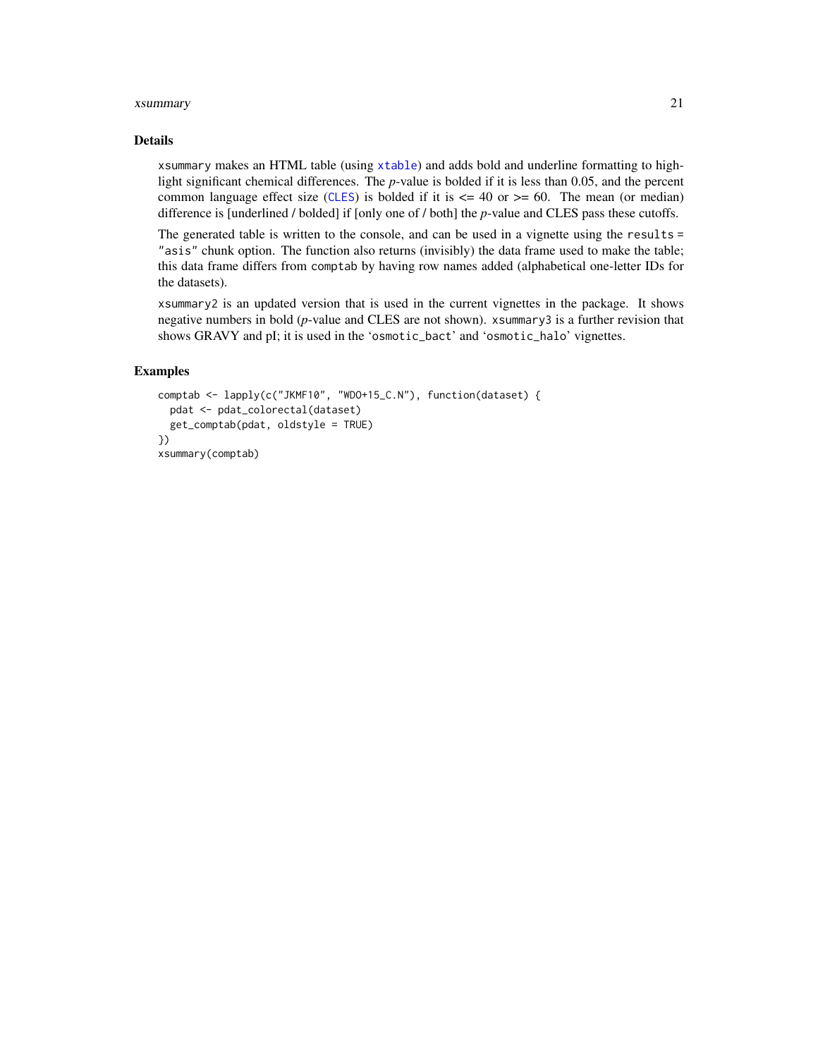## Details

`xsummary` makes an HTML table (using `xtable`) and adds bold and underline formatting to highlight significant chemical differences. The *p*-value is bolded if it is less than 0.05, and the percent common language effect size (`CLES`) is bolded if it is <= 40 or >= 60. The mean (or median) difference is [underlined / bolded] if [only one of / both] the *p*-value and CLES pass these cutoffs.

The generated table is written to the console, and can be used in a vignette using the `results = "asis"` chunk option. The function also returns (invisibly) the data frame used to make the table; this data frame differs from `comptab` by having row names added (alphabetical one-letter IDs for the datasets).

`xsummary2` is an updated version that is used in the current vignettes in the package. It shows negative numbers in bold (*p*-value and CLES are not shown). `xsummary3` is a further revision that shows GRAVY and pI; it is used in the '`osmotic_bact`' and '`osmotic_halo`' vignettes.

## Examples

```
comptab <- lapply(c("JKMF10", "WDO+15_C.N"), function(dataset) {
  pdat <- pdat_colorectal(dataset)
  get_comptab(pdat, oldstyle = TRUE)
})
xsummary(comptab)
```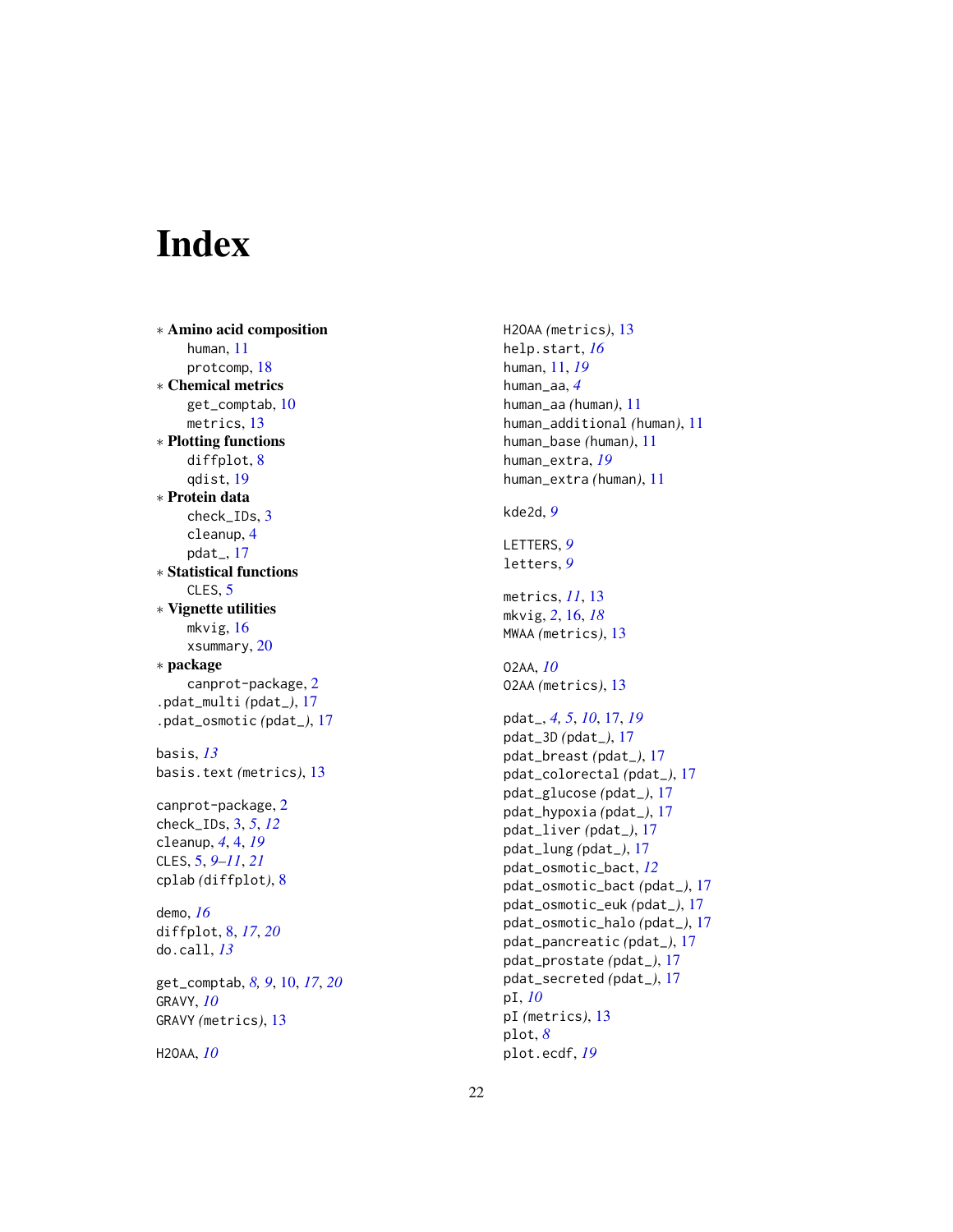# Index

∗ **Amino acid composition**
  human, 11
  protcomp, 18
∗ **Chemical metrics**
  get_comptab, 10
  metrics, 13
∗ **Plotting functions**
  diffplot, 8
  qdist, 19
∗ **Protein data**
  check_IDs, 3
  cleanup, 4
  pdat_, 17
∗ **Statistical functions**
  CLES, 5
∗ **Vignette utilities**
  mkvig, 16
  xsummary, 20
∗ **package**
  canprot-package, 2

.pdat_multi *(pdat_)*, 17
.pdat_osmotic *(pdat_)*, 17

basis, *13*
basis.text *(metrics)*, 13

canprot-package, 2
check_IDs, 3, *5*, *12*
cleanup, *4*, 4, *19*
CLES, 5, *9–11*, *21*
cplab *(diffplot)*, 8

demo, *16*
diffplot, 8, *17*, *20*
do.call, *13*

get_comptab, *8*, *9*, 10, *17*, *20*
GRAVY, *10*
GRAVY *(metrics)*, 13

H2OAA, *10*
H2OAA *(metrics)*, 13
help.start, *16*
human, 11, *19*
human_aa, *4*
human_aa *(human)*, 11
human_additional *(human)*, 11
human_base *(human)*, 11
human_extra, *19*
human_extra *(human)*, 11

kde2d, *9*

LETTERS, *9*
letters, *9*

metrics, *11*, 13
mkvig, *2*, 16, *18*
MWAA *(metrics)*, 13

O2AA, *10*
O2AA *(metrics)*, 13

pdat_, *4*, *5*, *10*, 17, *19*
pdat_3D *(pdat_)*, 17
pdat_breast *(pdat_)*, 17
pdat_colorectal *(pdat_)*, 17
pdat_glucose *(pdat_)*, 17
pdat_hypoxia *(pdat_)*, 17
pdat_liver *(pdat_)*, 17
pdat_lung *(pdat_)*, 17
pdat_osmotic_bact, *12*
pdat_osmotic_bact *(pdat_)*, 17
pdat_osmotic_euk *(pdat_)*, 17
pdat_osmotic_halo *(pdat_)*, 17
pdat_pancreatic *(pdat_)*, 17
pdat_prostate *(pdat_)*, 17
pdat_secreted *(pdat_)*, 17
pI, *10*
pI *(metrics)*, 13
plot, *8*
plot.ecdf, *19*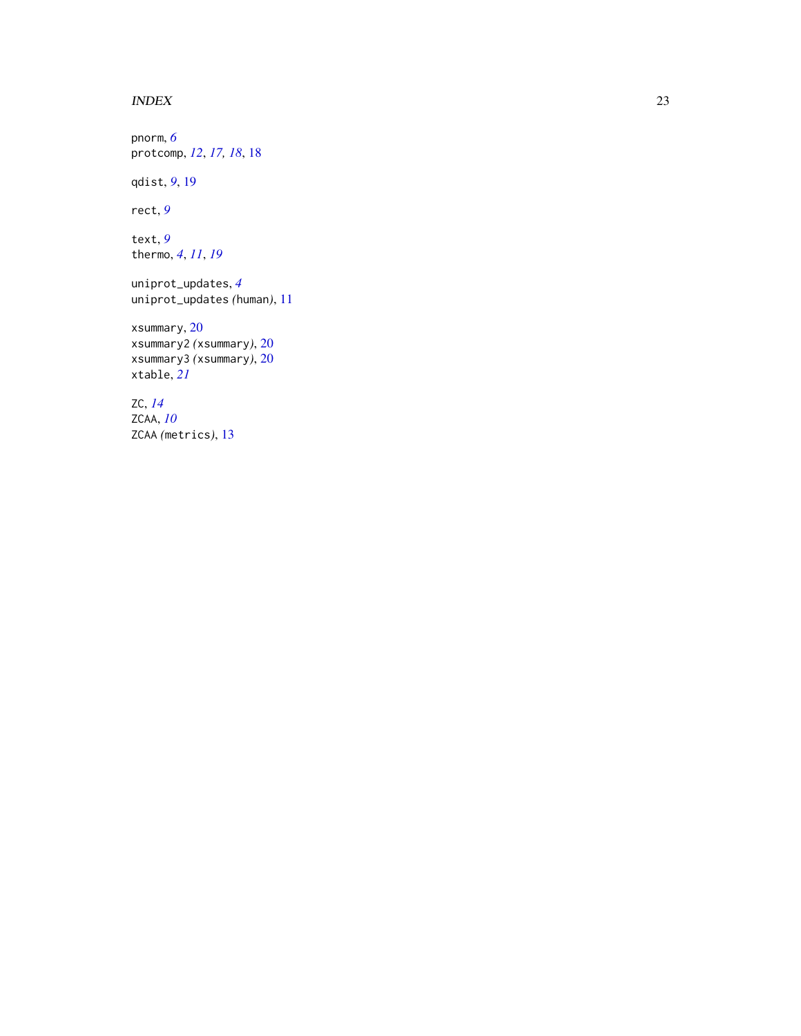pnorm, *6*
protcomp, *12*, *17, 18*, 18

qdist, *9*, 19

rect, *9*

text, *9*
thermo, *4*, *11*, *19*

uniprot_updates, *4*
uniprot_updates *(*human*)*, 11

xsummary, 20
xsummary2 *(*xsummary*)*, 20
xsummary3 *(*xsummary*)*, 20
xtable, *21*

ZC, *14*
ZCAA, *10*
ZCAA *(*metrics*)*, 13